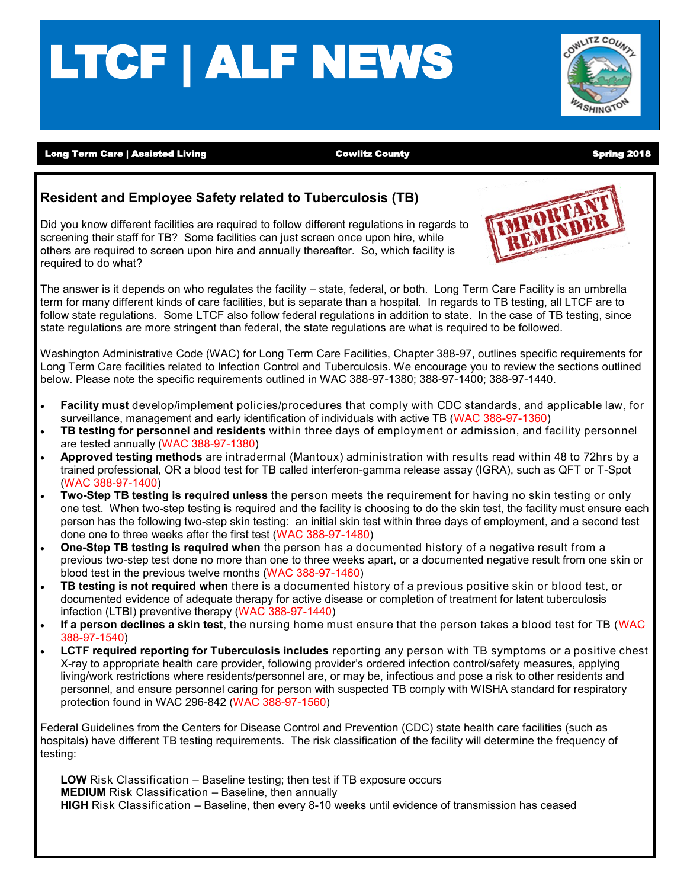# LTCF | ALF NEWS

**Long Term Care | Assisted Living** — **Cowlitz County** — **Spring 2018**

## Resident and Employee Safety related to Tuberculosis (TB)

Did you know different facilities are required to follow different regulations in regards to screening their staff for TB? Some facilities can just screen once upon hire, while others are required to screen upon hire and annually thereafter. So, which facility is required to do what?

The answer is it depends on who regulates the facility – state, federal, or both. Long Term Care Facility is an umbrella term for many different kinds of care facilities, but is separate than a hospital. In regards to TB testing, all LTCF are to follow state regulations. Some LTCF also follow federal regulations in addition to state. In the case of TB testing, since state regulations are more stringent than federal, the state regulations are what is required to be followed.

Washington Administrative Code (WAC) for Long Term Care Facilities, Chapter 388-97, outlines specific requirements for Long Term Care facilities related to Infection Control and Tuberculosis. We encourage you to review the sections outlined below. Please note the specific requirements outlined in WAC 388-97-1380; 388-97-1400; 388-97-1440.

- **Facility must** develop/implement policies/procedures that comply with CDC standards, and applicable law, for surveillance, management and early identification of individuals with active TB (WAC 388-97-1360)
- **TB testing for personnel and residents** within three days of employment or admission, and facility personnel are tested annually (WAC 388-97-1380)
- **Approved testing methods** are intradermal (Mantoux) administration with results read within 48 to 72hrs by a trained professional, OR a blood test for TB called interferon-gamma release assay (IGRA), such as QFT or T-Spot (WAC 388-97-1400)
- **Two-Step TB testing is required unless** the person meets the requirement for having no skin testing or only one test. When two-step testing is required and the facility is choosing to do the skin test, the facility must ensure each person has the following two-step skin testing: an initial skin test within three days of employment, and a second test done one to three weeks after the first test (WAC 388-97-1480)
- **One-Step TB testing is required when** the person has a documented history of a negative result from a previous two-step test done no more than one to three weeks apart, or a documented negative result from one skin or blood test in the previous twelve months (WAC 388-97-1460)
- **TB testing is not required when** there is a documented history of a previous positive skin or blood test, or documented evidence of adequate therapy for active disease or completion of treatment for latent tuberculosis infection (LTBI) preventive therapy (WAC 388-97-1440)
- **If a person declines a skin test**, the nursing home must ensure that the person takes a blood test for TB (WAC 388-97-1540)
- **LCTF required reporting for Tuberculosis includes** reporting any person with TB symptoms or a positive chest X-ray to appropriate health care provider, following provider's ordered infection control/safety measures, applying living/work restrictions where residents/personnel are, or may be, infectious and pose a risk to other residents and personnel, and ensure personnel caring for person with suspected TB comply with WISHA standard for respiratory protection found in WAC 296-842 (WAC 388-97-1560)

Federal Guidelines from the Centers for Disease Control and Prevention (CDC) state health care facilities (such as hospitals) have different TB testing requirements. The risk classification of the facility will determine the frequency of testing:

**LOW** Risk Classification – Baseline testing; then test if TB exposure occurs
**MEDIUM** Risk Classification – Baseline, then annually
**HIGH** Risk Classification – Baseline, then every 8-10 weeks until evidence of transmission has ceased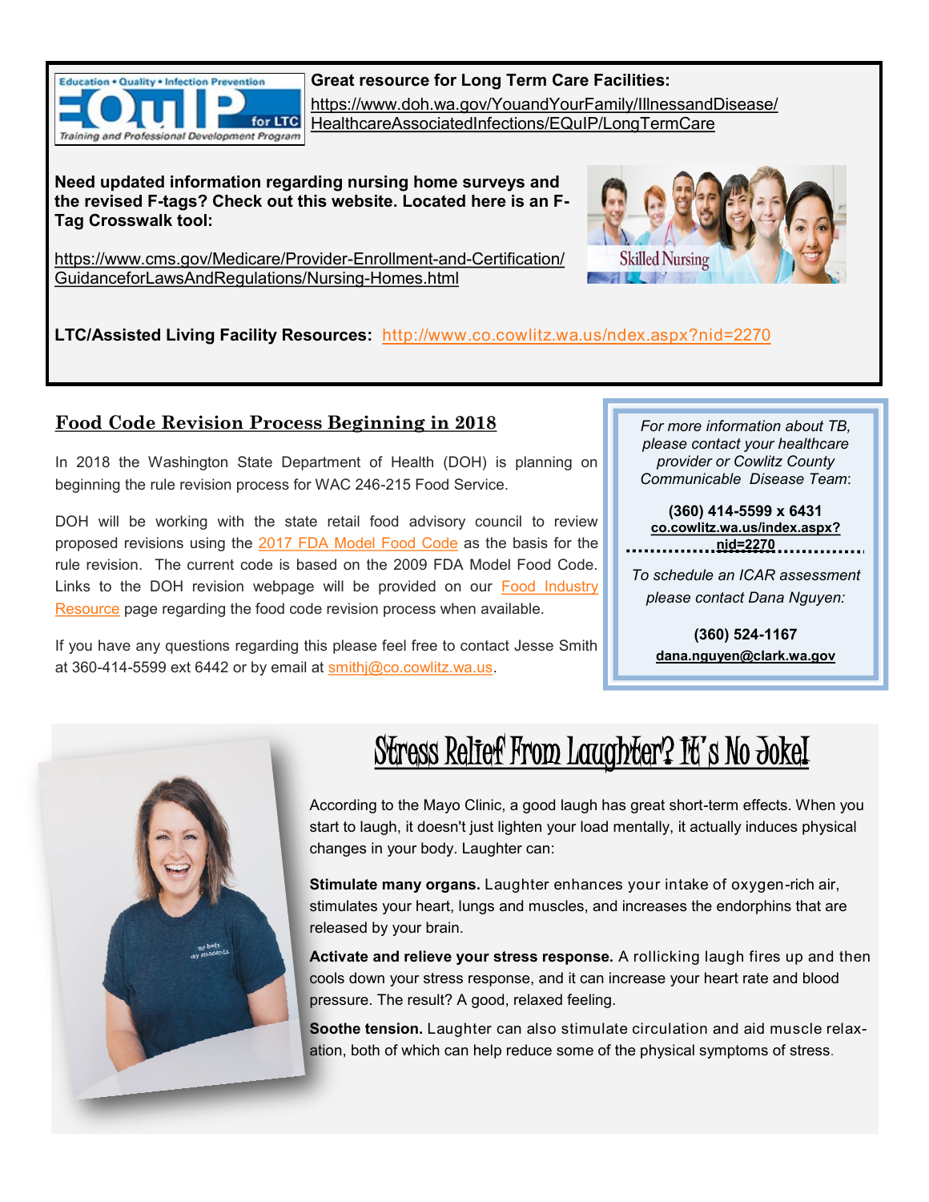**Great resource for Long Term Care Facilities:**

https://www.doh.wa.gov/YouandYourFamily/IllnessandDisease/HealthcareAssociatedInfections/EQuIP/LongTermCare

**Need updated information regarding nursing home surveys and the revised F-tags? Check out this website. Located here is an F-Tag Crosswalk tool:**

https://www.cms.gov/Medicare/Provider-Enrollment-and-Certification/GuidanceforLawsAndRegulations/Nursing-Homes.html

**LTC/Assisted Living Facility Resources:** http://www.co.cowlitz.wa.us/ndex.aspx?nid=2270

## Food Code Revision Process Beginning in 2018

In 2018 the Washington State Department of Health (DOH) is planning on beginning the rule revision process for WAC 246-215 Food Service.

DOH will be working with the state retail food advisory council to review proposed revisions using the 2017 FDA Model Food Code as the basis for the rule revision. The current code is based on the 2009 FDA Model Food Code. Links to the DOH revision webpage will be provided on our Food Industry Resource page regarding the food code revision process when available.

If you have any questions regarding this please feel free to contact Jesse Smith at 360-414-5599 ext 6442 or by email at smithj@co.cowlitz.wa.us.

*For more information about TB, please contact your healthcare provider or Cowlitz County Communicable Disease Team*:

**(360) 414-5599 x 6431**
**co.cowlitz.wa.us/index.aspx?nid=2270**

*To schedule an ICAR assessment please contact Dana Nguyen:*

**(360) 524-1167**
**dana.nguyen@clark.wa.gov**

## Stress Relief From Laughter? It's No Joke!

According to the Mayo Clinic, a good laugh has great short-term effects. When you start to laugh, it doesn't just lighten your load mentally, it actually induces physical changes in your body. Laughter can:

**Stimulate many organs.** Laughter enhances your intake of oxygen-rich air, stimulates your heart, lungs and muscles, and increases the endorphins that are released by your brain.

**Activate and relieve your stress response.** A rollicking laugh fires up and then cools down your stress response, and it can increase your heart rate and blood pressure. The result? A good, relaxed feeling.

**Soothe tension.** Laughter can also stimulate circulation and aid muscle relaxation, both of which can help reduce some of the physical symptoms of stress.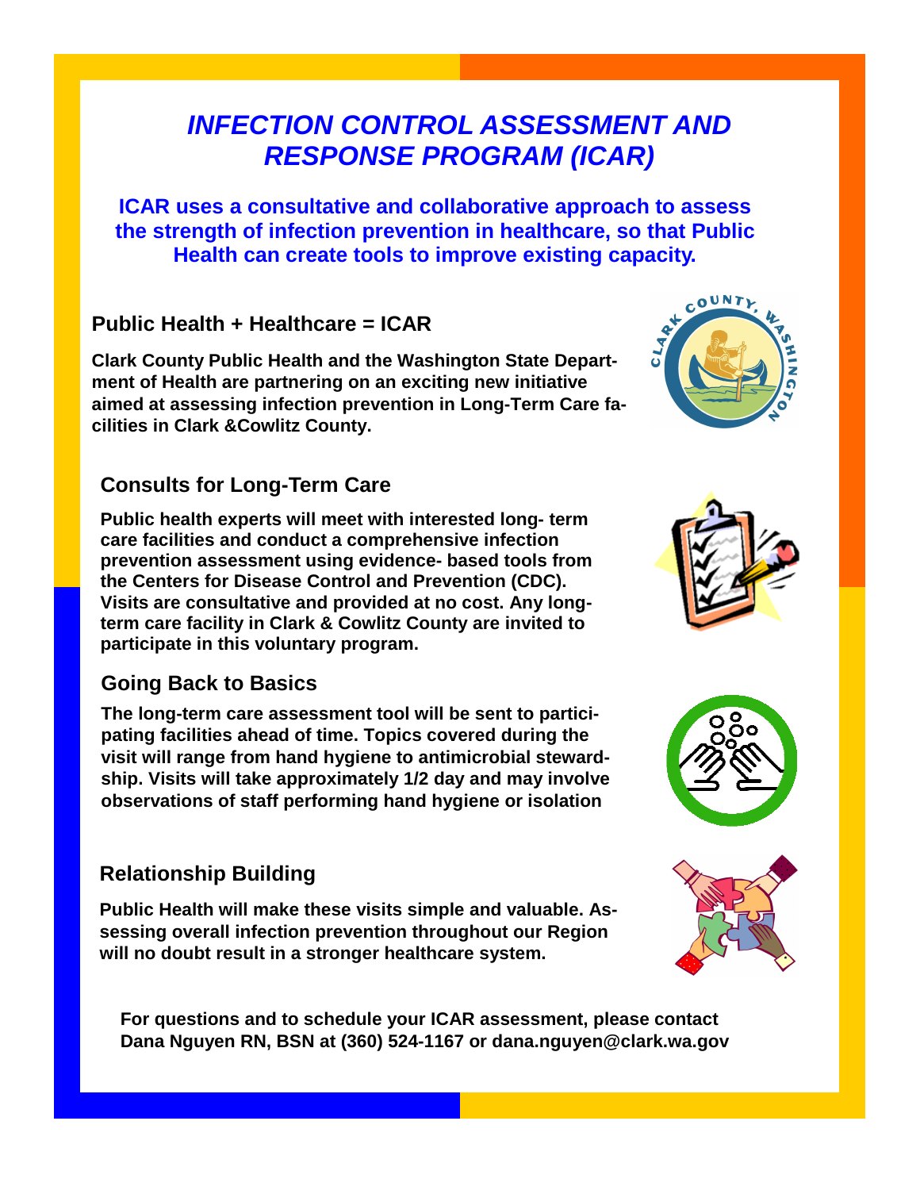# *INFECTION CONTROL ASSESSMENT AND RESPONSE PROGRAM (ICAR)*

**ICAR uses a consultative and collaborative approach to assess the strength of infection prevention in healthcare, so that Public Health can create tools to improve existing capacity.**

## Public Health + Healthcare = ICAR

**Clark County Public Health and the Washington State Department of Health are partnering on an exciting new initiative aimed at assessing infection prevention in Long-Term Care facilities in Clark &Cowlitz County.**

## Consults for Long-Term Care

**Public health experts will meet with interested long- term care facilities and conduct a comprehensive infection prevention assessment using evidence- based tools from the Centers for Disease Control and Prevention (CDC). Visits are consultative and provided at no cost. Any long-term care facility in Clark & Cowlitz County are invited to participate in this voluntary program.**

## Going Back to Basics

**The long-term care assessment tool will be sent to participating facilities ahead of time. Topics covered during the visit will range from hand hygiene to antimicrobial stewardship. Visits will take approximately 1/2 day and may involve observations of staff performing hand hygiene or isolation**

## Relationship Building

**Public Health will make these visits simple and valuable. Assessing overall infection prevention throughout our Region will no doubt result in a stronger healthcare system.**

**For questions and to schedule your ICAR assessment, please contact Dana Nguyen RN, BSN at (360) 524-1167 or dana.nguyen@clark.wa.gov**